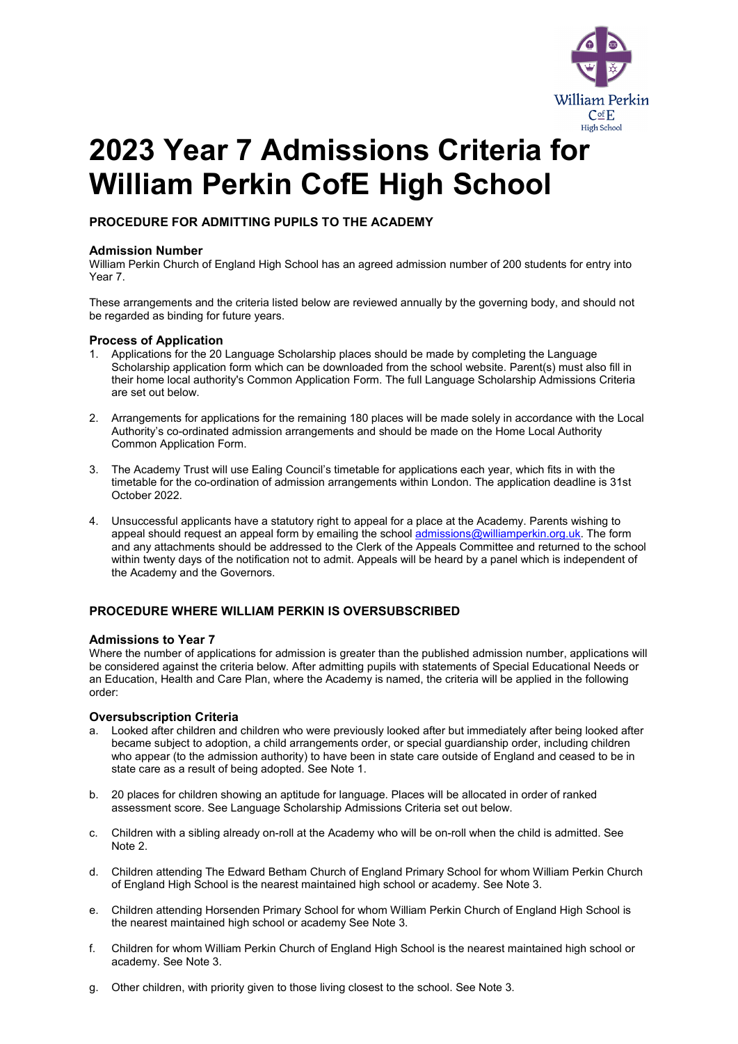# 2023 Year 7 Admissions Criteria for William Perkin CofE High School

### PROCEDURE FOR ADMITTING PUPILS TO THE ACADEMY

#### Admission Number

William Perkin Church of England High School has an agreed admission number of 200 students for entry into Year 7.

These arrangements and the criteria listed below are reviewed annually by the governing body, and should not be regarded as binding for future years.

#### Process of Application

1. Applications for the 20 Language Scholarship places should be made by completing the Language Scholarship application form which can be downloaded from the school website. Parent(s) must also fill in their home local authority's Common Application Form. The full Language Scholarship Admissions Criteria are set out below.

2. Arrangements for applications for the remaining 180 places will be made solely in accordance with the Local Authority's co-ordinated admission arrangements and should be made on the Home Local Authority Common Application Form.

3. The Academy Trust will use Ealing Council's timetable for applications each year, which fits in with the timetable for the co-ordination of admission arrangements within London. The application deadline is 31st October 2022.

4. Unsuccessful applicants have a statutory right to appeal for a place at the Academy. Parents wishing to appeal should request an appeal form by emailing the school admissions@williamperkin.org.uk. The form and any attachments should be addressed to the Clerk of the Appeals Committee and returned to the school within twenty days of the notification not to admit. Appeals will be heard by a panel which is independent of the Academy and the Governors.

### PROCEDURE WHERE WILLIAM PERKIN IS OVERSUBSCRIBED

#### Admissions to Year 7

Where the number of applications for admission is greater than the published admission number, applications will be considered against the criteria below. After admitting pupils with statements of Special Educational Needs or an Education, Health and Care Plan, where the Academy is named, the criteria will be applied in the following order:

#### Oversubscription Criteria

a. Looked after children and children who were previously looked after but immediately after being looked after became subject to adoption, a child arrangements order, or special guardianship order, including children who appear (to the admission authority) to have been in state care outside of England and ceased to be in state care as a result of being adopted. See Note 1.

b. 20 places for children showing an aptitude for language. Places will be allocated in order of ranked assessment score. See Language Scholarship Admissions Criteria set out below.

c. Children with a sibling already on-roll at the Academy who will be on-roll when the child is admitted. See Note 2.

d. Children attending The Edward Betham Church of England Primary School for whom William Perkin Church of England High School is the nearest maintained high school or academy. See Note 3.

e. Children attending Horsenden Primary School for whom William Perkin Church of England High School is the nearest maintained high school or academy See Note 3.

f. Children for whom William Perkin Church of England High School is the nearest maintained high school or academy. See Note 3.

g. Other children, with priority given to those living closest to the school. See Note 3.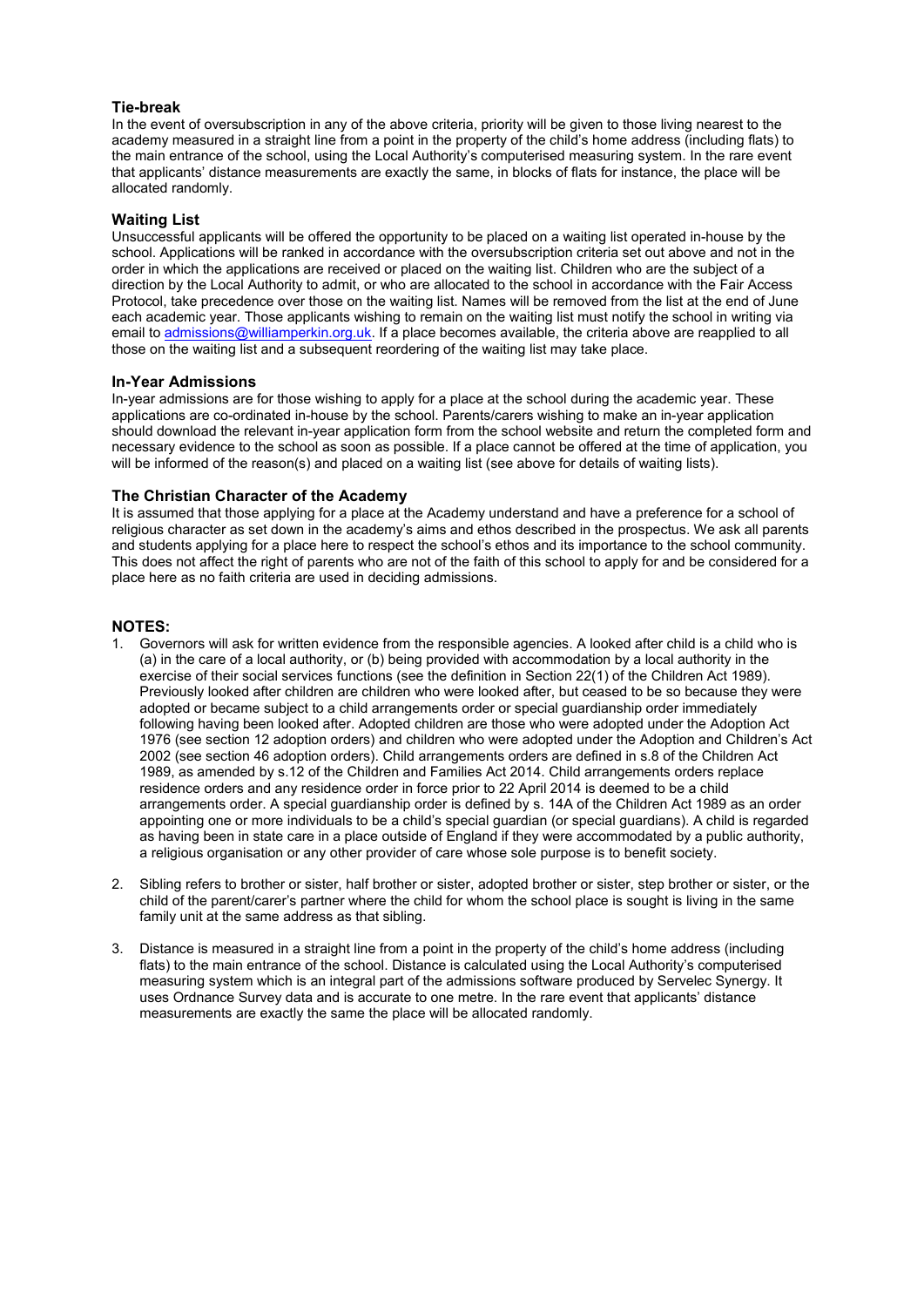### Tie-break

In the event of oversubscription in any of the above criteria, priority will be given to those living nearest to the academy measured in a straight line from a point in the property of the child's home address (including flats) to the main entrance of the school, using the Local Authority's computerised measuring system. In the rare event that applicants' distance measurements are exactly the same, in blocks of flats for instance, the place will be allocated randomly.

### Waiting List

Unsuccessful applicants will be offered the opportunity to be placed on a waiting list operated in-house by the school. Applications will be ranked in accordance with the oversubscription criteria set out above and not in the order in which the applications are received or placed on the waiting list. Children who are the subject of a direction by the Local Authority to admit, or who are allocated to the school in accordance with the Fair Access Protocol, take precedence over those on the waiting list. Names will be removed from the list at the end of June each academic year. Those applicants wishing to remain on the waiting list must notify the school in writing via email to admissions@williamperkin.org.uk. If a place becomes available, the criteria above are reapplied to all those on the waiting list and a subsequent reordering of the waiting list may take place.

### In-Year Admissions

In-year admissions are for those wishing to apply for a place at the school during the academic year. These applications are co-ordinated in-house by the school. Parents/carers wishing to make an in-year application should download the relevant in-year application form from the school website and return the completed form and necessary evidence to the school as soon as possible. If a place cannot be offered at the time of application, you will be informed of the reason(s) and placed on a waiting list (see above for details of waiting lists).

### The Christian Character of the Academy

It is assumed that those applying for a place at the Academy understand and have a preference for a school of religious character as set down in the academy's aims and ethos described in the prospectus. We ask all parents and students applying for a place here to respect the school's ethos and its importance to the school community. This does not affect the right of parents who are not of the faith of this school to apply for and be considered for a place here as no faith criteria are used in deciding admissions.

### NOTES:

1. Governors will ask for written evidence from the responsible agencies. A looked after child is a child who is (a) in the care of a local authority, or (b) being provided with accommodation by a local authority in the exercise of their social services functions (see the definition in Section 22(1) of the Children Act 1989). Previously looked after children are children who were looked after, but ceased to be so because they were adopted or became subject to a child arrangements order or special guardianship order immediately following having been looked after. Adopted children are those who were adopted under the Adoption Act 1976 (see section 12 adoption orders) and children who were adopted under the Adoption and Children's Act 2002 (see section 46 adoption orders). Child arrangements orders are defined in s.8 of the Children Act 1989, as amended by s.12 of the Children and Families Act 2014. Child arrangements orders replace residence orders and any residence order in force prior to 22 April 2014 is deemed to be a child arrangements order. A special guardianship order is defined by s. 14A of the Children Act 1989 as an order appointing one or more individuals to be a child's special guardian (or special guardians). A child is regarded as having been in state care in a place outside of England if they were accommodated by a public authority, a religious organisation or any other provider of care whose sole purpose is to benefit society.

2. Sibling refers to brother or sister, half brother or sister, adopted brother or sister, step brother or sister, or the child of the parent/carer's partner where the child for whom the school place is sought is living in the same family unit at the same address as that sibling.

3. Distance is measured in a straight line from a point in the property of the child's home address (including flats) to the main entrance of the school. Distance is calculated using the Local Authority's computerised measuring system which is an integral part of the admissions software produced by Servelec Synergy. It uses Ordnance Survey data and is accurate to one metre. In the rare event that applicants' distance measurements are exactly the same the place will be allocated randomly.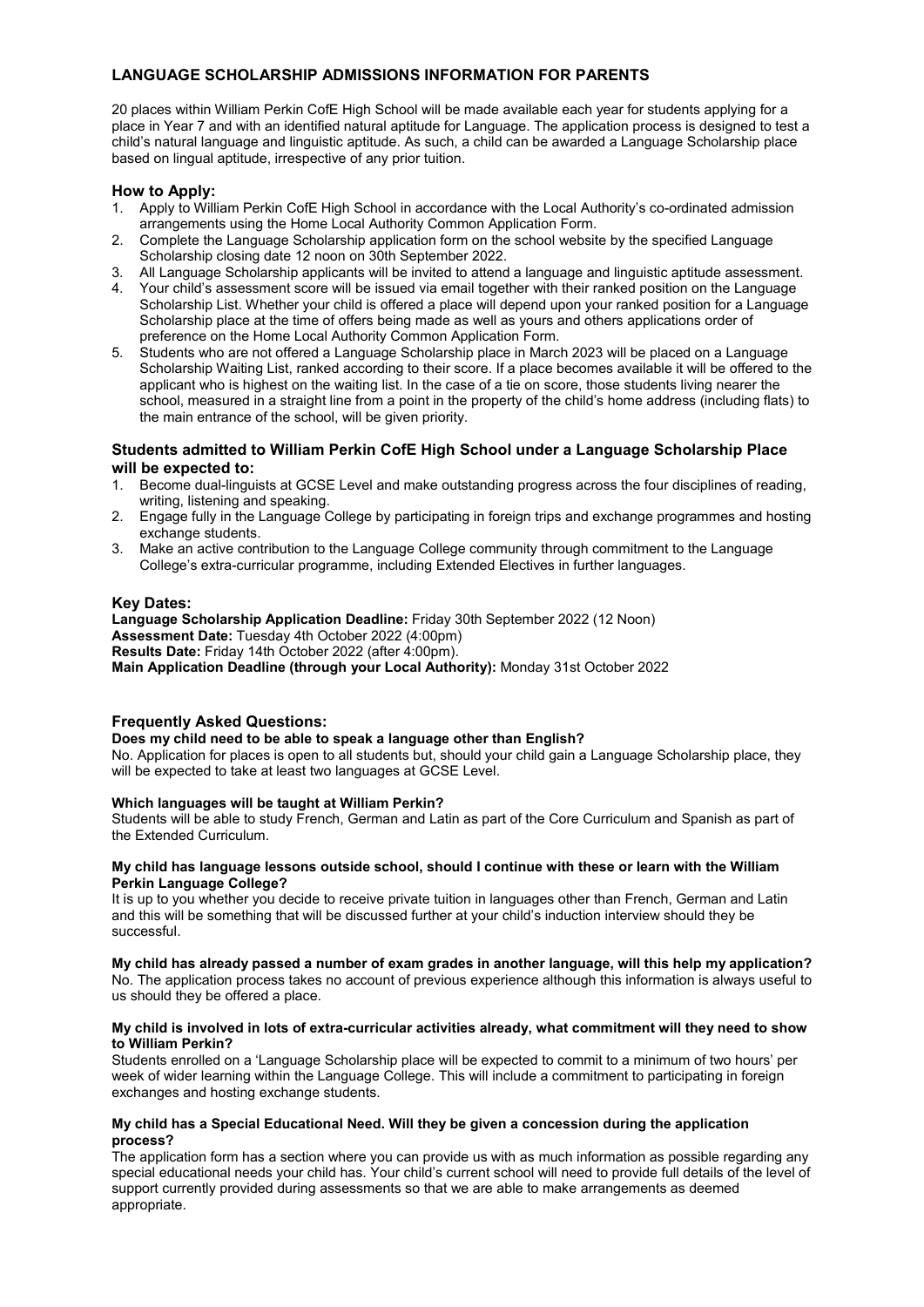## LANGUAGE SCHOLARSHIP ADMISSIONS INFORMATION FOR PARENTS

20 places within William Perkin CofE High School will be made available each year for students applying for a place in Year 7 and with an identified natural aptitude for Language. The application process is designed to test a child's natural language and linguistic aptitude. As such, a child can be awarded a Language Scholarship place based on lingual aptitude, irrespective of any prior tuition.

### How to Apply:

1. Apply to William Perkin CofE High School in accordance with the Local Authority's co-ordinated admission arrangements using the Home Local Authority Common Application Form.
2. Complete the Language Scholarship application form on the school website by the specified Language Scholarship closing date 12 noon on 30th September 2022.
3. All Language Scholarship applicants will be invited to attend a language and linguistic aptitude assessment.
4. Your child's assessment score will be issued via email together with their ranked position on the Language Scholarship List. Whether your child is offered a place will depend upon your ranked position for a Language Scholarship place at the time of offers being made as well as yours and others applications order of preference on the Home Local Authority Common Application Form.
5. Students who are not offered a Language Scholarship place in March 2023 will be placed on a Language Scholarship Waiting List, ranked according to their score. If a place becomes available it will be offered to the applicant who is highest on the waiting list. In the case of a tie on score, those students living nearer the school, measured in a straight line from a point in the property of the child's home address (including flats) to the main entrance of the school, will be given priority.

### Students admitted to William Perkin CofE High School under a Language Scholarship Place will be expected to:

1. Become dual-linguists at GCSE Level and make outstanding progress across the four disciplines of reading, writing, listening and speaking.
2. Engage fully in the Language College by participating in foreign trips and exchange programmes and hosting exchange students.
3. Make an active contribution to the Language College community through commitment to the Language College's extra-curricular programme, including Extended Electives in further languages.

### Key Dates:

**Language Scholarship Application Deadline:** Friday 30th September 2022 (12 Noon)
**Assessment Date:** Tuesday 4th October 2022 (4:00pm)
**Results Date:** Friday 14th October 2022 (after 4:00pm).
**Main Application Deadline (through your Local Authority):** Monday 31st October 2022

### Frequently Asked Questions:

**Does my child need to be able to speak a language other than English?**
No. Application for places is open to all students but, should your child gain a Language Scholarship place, they will be expected to take at least two languages at GCSE Level.

**Which languages will be taught at William Perkin?**
Students will be able to study French, German and Latin as part of the Core Curriculum and Spanish as part of the Extended Curriculum.

**My child has language lessons outside school, should I continue with these or learn with the William Perkin Language College?**
It is up to you whether you decide to receive private tuition in languages other than French, German and Latin and this will be something that will be discussed further at your child's induction interview should they be successful.

**My child has already passed a number of exam grades in another language, will this help my application?**
No. The application process takes no account of previous experience although this information is always useful to us should they be offered a place.

**My child is involved in lots of extra-curricular activities already, what commitment will they need to show to William Perkin?**
Students enrolled on a 'Language Scholarship place will be expected to commit to a minimum of two hours' per week of wider learning within the Language College. This will include a commitment to participating in foreign exchanges and hosting exchange students.

**My child has a Special Educational Need. Will they be given a concession during the application process?**
The application form has a section where you can provide us with as much information as possible regarding any special educational needs your child has. Your child's current school will need to provide full details of the level of support currently provided during assessments so that we are able to make arrangements as deemed appropriate.